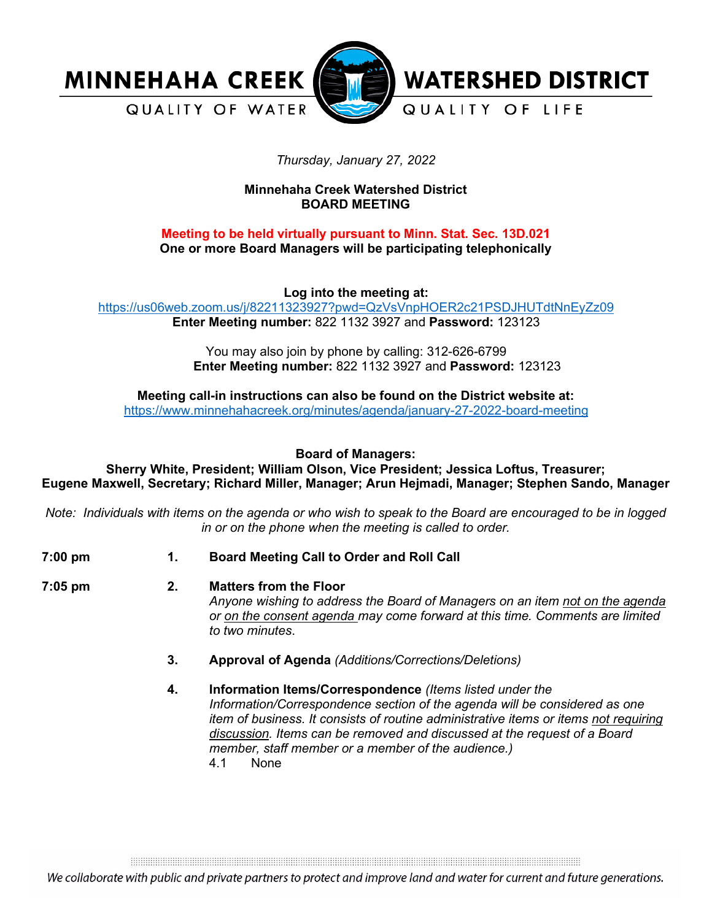MINNEHAHA CREEK WATERSHED DISTRICT

QUALITY OF WATER — QUALITY OF LIFE

*Thursday, January 27, 2022*

**Minnehaha Creek Watershed District**
**BOARD MEETING**

**Meeting to be held virtually pursuant to Minn. Stat. Sec. 13D.021**
**One or more Board Managers will be participating telephonically**

**Log into the meeting at:**
https://us06web.zoom.us/j/82211323927?pwd=QzVsVnpHOER2c21PSDJHUTdtNnEyZz09
**Enter Meeting number:** 822 1132 3927 and **Password:** 123123

You may also join by phone by calling: 312-626-6799
**Enter Meeting number:** 822 1132 3927 and **Password:** 123123

**Meeting call-in instructions can also be found on the District website at:**
https://www.minnehahacreek.org/minutes/agenda/january-27-2022-board-meeting

**Board of Managers:**
**Sherry White, President; William Olson, Vice President; Jessica Loftus, Treasurer; Eugene Maxwell, Secretary; Richard Miller, Manager; Arun Hejmadi, Manager; Stephen Sando, Manager**

*Note: Individuals with items on the agenda or who wish to speak to the Board are encouraged to be in logged in or on the phone when the meeting is called to order.*

**7:00 pm** 1. **Board Meeting Call to Order and Roll Call**

**7:05 pm** 2. **Matters from the Floor**
*Anyone wishing to address the Board of Managers on an item not on the agenda or on the consent agenda may come forward at this time. Comments are limited to two minutes.*

3. **Approval of Agenda** *(Additions/Corrections/Deletions)*

4. **Information Items/Correspondence** *(Items listed under the Information/Correspondence section of the agenda will be considered as one item of business. It consists of routine administrative items or items not requiring discussion. Items can be removed and discussed at the request of a Board member, staff member or a member of the audience.)*
   4.1 None

*We collaborate with public and private partners to protect and improve land and water for current and future generations.*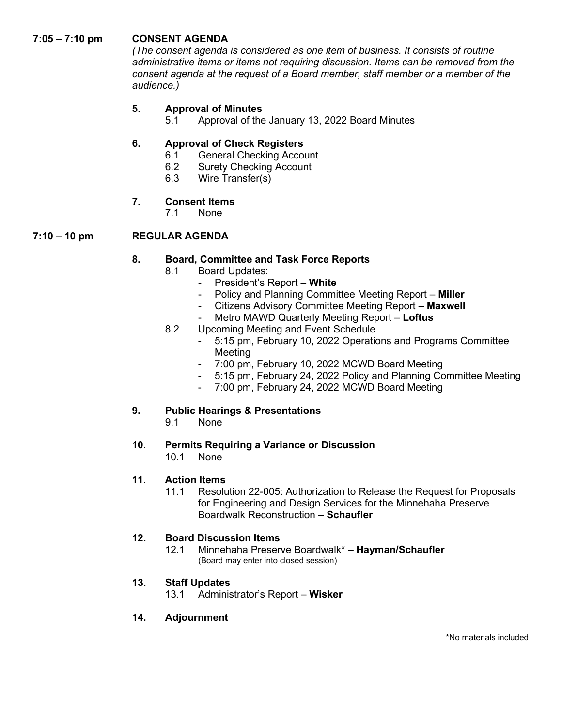**7:05 – 7:10 pm** **CONSENT AGENDA**

*(The consent agenda is considered as one item of business. It consists of routine administrative items or items not requiring discussion. Items can be removed from the consent agenda at the request of a Board member, staff member or a member of the audience.)*

**5. Approval of Minutes**
- 5.1 Approval of the January 13, 2022 Board Minutes

**6. Approval of Check Registers**
- 6.1 General Checking Account
- 6.2 Surety Checking Account
- 6.3 Wire Transfer(s)

**7. Consent Items**
- 7.1 None

**7:10 – 10 pm** **REGULAR AGENDA**

**8. Board, Committee and Task Force Reports**
- 8.1 Board Updates:
  - President's Report – **White**
  - Policy and Planning Committee Meeting Report – **Miller**
  - Citizens Advisory Committee Meeting Report – **Maxwell**
  - Metro MAWD Quarterly Meeting Report – **Loftus**
- 8.2 Upcoming Meeting and Event Schedule
  - 5:15 pm, February 10, 2022 Operations and Programs Committee Meeting
  - 7:00 pm, February 10, 2022 MCWD Board Meeting
  - 5:15 pm, February 24, 2022 Policy and Planning Committee Meeting
  - 7:00 pm, February 24, 2022 MCWD Board Meeting

**9. Public Hearings & Presentations**
- 9.1 None

**10. Permits Requiring a Variance or Discussion**
- 10.1 None

**11. Action Items**
- 11.1 Resolution 22-005: Authorization to Release the Request for Proposals for Engineering and Design Services for the Minnehaha Preserve Boardwalk Reconstruction – **Schaufler**

**12. Board Discussion Items**
- 12.1 Minnehaha Preserve Boardwalk* – **Hayman/Schaufler**
  (Board may enter into closed session)

**13. Staff Updates**
- 13.1 Administrator's Report – **Wisker**

**14. Adjournment**

*No materials included